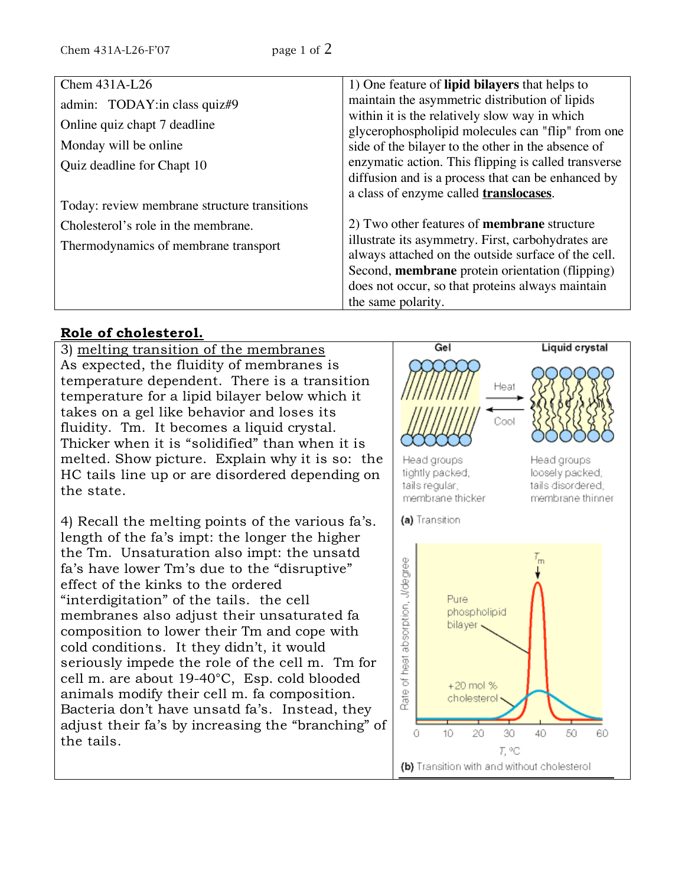| Chem 431A-L26 | 1) One feature of **lipid bilayers** that helps to maintain the asymmetric distribution of lipids within it is the relatively slow way in which glycerophospholipid molecules can "flip" from one side of the bilayer to the other in the absence of enzymatic action. This flipping is called transverse diffusion and is a process that can be enhanced by a class of enzyme called **translocases**. |
|---|---|
| admin: TODAY:in class quiz#9<br>Online quiz chapt 7 deadline<br>Monday will be online<br>Quiz deadline for Chapt 10<br><br>Today: review membrane structure transitions<br>Cholesterol's role in the membrane.<br>Thermodynamics of membrane transport | 2) Two other features of **membrane** structure illustrate its asymmetry. First, carbohydrates are always attached on the outside surface of the cell. Second, **membrane** protein orientation (flipping) does not occur, so that proteins always maintain the same polarity. |

## Role of cholesterol.

3) melting transition of the membranes
As expected, the fluidity of membranes is temperature dependent. There is a transition temperature for a lipid bilayer below which it takes on a gel like behavior and loses its fluidity. Tm. It becomes a liquid crystal. Thicker when it is "solidified" than when it is melted. Show picture. Explain why it is so: the HC tails line up or are disordered depending on the state.

4) Recall the melting points of the various fa's. length of the fa's impt: the longer the higher the Tm. Unsaturation also impt: the unsatd fa's have lower Tm's due to the "disruptive" effect of the kinks to the ordered "interdigitation" of the tails. the cell membranes also adjust their unsaturated fa composition to lower their Tm and cope with cold conditions. It they didn't, it would seriously impede the role of the cell m. Tm for cell m. are about 19-40°C, Esp. cold blooded animals modify their cell m. fa composition. Bacteria don't have unsatd fa's. Instead, they adjust their fa's by increasing the "branching" of the tails.

(a) Transition

(b) Transition with and without cholesterol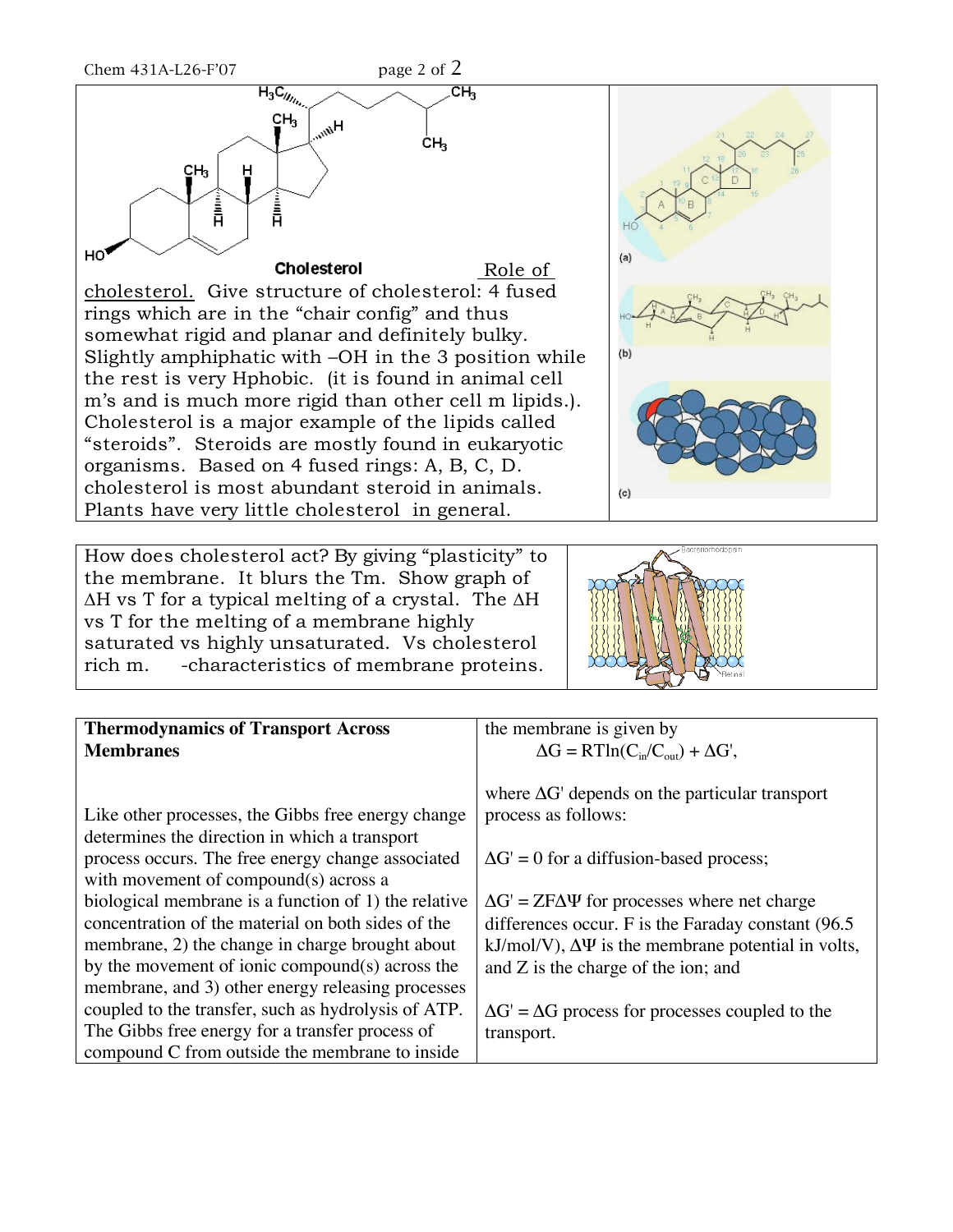Cholesterol

(a)

(b)

(c)

Role of cholesterol. Give structure of cholesterol: 4 fused rings which are in the "chair config" and thus somewhat rigid and planar and definitely bulky. Slightly amphiphatic with –OH in the 3 position while the rest is very Hphobic. (it is found in animal cell m's and is much more rigid than other cell m lipids.). Cholesterol is a major example of the lipids called "steroids". Steroids are mostly found in eukaryotic organisms. Based on 4 fused rings: A, B, C, D. cholesterol is most abundant steroid in animals. Plants have very little cholesterol in general.

How does cholesterol act? By giving "plasticity" to the membrane. It blurs the Tm. Show graph of ΔH vs T for a typical melting of a crystal. The ΔH vs T for the melting of a membrane highly saturated vs highly unsaturated. Vs cholesterol rich m. -characteristics of membrane proteins.

Bacteriorhodopsin

Retinal

**Thermodynamics of Transport Across Membranes**

Like other processes, the Gibbs free energy change determines the direction in which a transport process occurs. The free energy change associated with movement of compound(s) across a biological membrane is a function of 1) the relative concentration of the material on both sides of the membrane, 2) the change in charge brought about by the movement of ionic compound(s) across the membrane, and 3) other energy releasing processes coupled to the transfer, such as hydrolysis of ATP. The Gibbs free energy for a transfer process of compound C from outside the membrane to inside the membrane is given by

$$\Delta G = RT\ln(C_{in}/C_{out}) + \Delta G',$$

where $\Delta G'$ depends on the particular transport process as follows:

$\Delta G' = 0$ for a diffusion-based process;

$\Delta G' = ZF\Delta\Psi$ for processes where net charge differences occur. F is the Faraday constant (96.5 kJ/mol/V), $\Delta\Psi$ is the membrane potential in volts, and Z is the charge of the ion; and

$\Delta G' = \Delta G$ process for processes coupled to the transport.